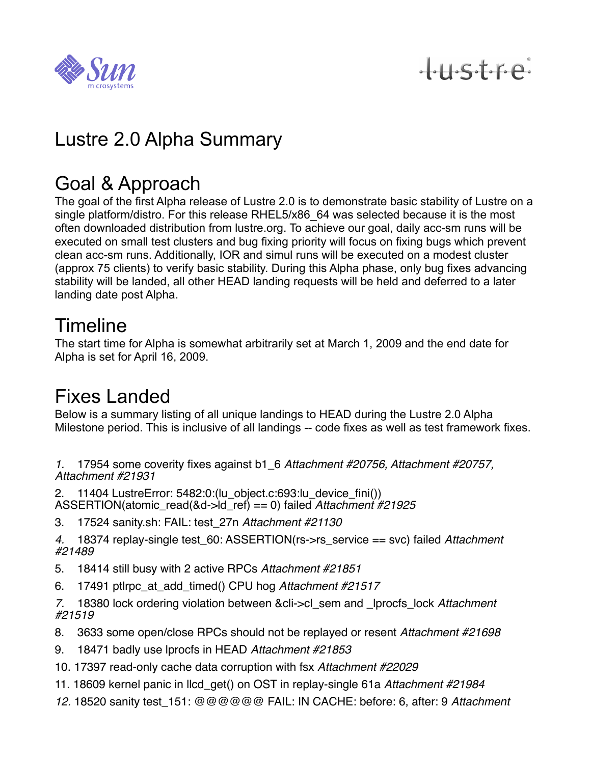# Lustre 2.0 Alpha Summary

## Goal & Approach

The goal of the first Alpha release of Lustre 2.0 is to demonstrate basic stability of Lustre on a single platform/distro. For this release RHEL5/x86_64 was selected because it is the most often downloaded distribution from lustre.org. To achieve our goal, daily acc-sm runs will be executed on small test clusters and bug fixing priority will focus on fixing bugs which prevent clean acc-sm runs. Additionally, IOR and simul runs will be executed on a modest cluster (approx 75 clients) to verify basic stability. During this Alpha phase, only bug fixes advancing stability will be landed, all other HEAD landing requests will be held and deferred to a later landing date post Alpha.

## Timeline

The start time for Alpha is somewhat arbitrarily set at March 1, 2009 and the end date for Alpha is set for April 16, 2009.

## Fixes Landed

Below is a summary listing of all unique landings to HEAD during the Lustre 2.0 Alpha Milestone period. This is inclusive of all landings -- code fixes as well as test framework fixes.

1. 17954 some coverity fixes against b1_6 *Attachment #20756, Attachment #20757, Attachment #21931*
2. 11404 LustreError: 5482:0:(lu_object.c:693:lu_device_fini()) ASSERTION(atomic_read(&d->ld_ref) == 0) failed *Attachment #21925*
3. 17524 sanity.sh: FAIL: test_27n *Attachment #21130*
4. 18374 replay-single test_60: ASSERTION(rs->rs_service == svc) failed *Attachment #21489*
5. 18414 still busy with 2 active RPCs *Attachment #21851*
6. 17491 ptlrpc_at_add_timed() CPU hog *Attachment #21517*
7. 18380 lock ordering violation between &cli->cl_sem and _lprocfs_lock *Attachment #21519*
8. 3633 some open/close RPCs should not be replayed or resent *Attachment #21698*
9. 18471 badly use lprocfs in HEAD *Attachment #21853*
10. 17397 read-only cache data corruption with fsx *Attachment #22029*
11. 18609 kernel panic in llcd_get() on OST in replay-single 61a *Attachment #21984*
12. 18520 sanity test_151: @@@@@@ FAIL: IN CACHE: before: 6, after: 9 *Attachment*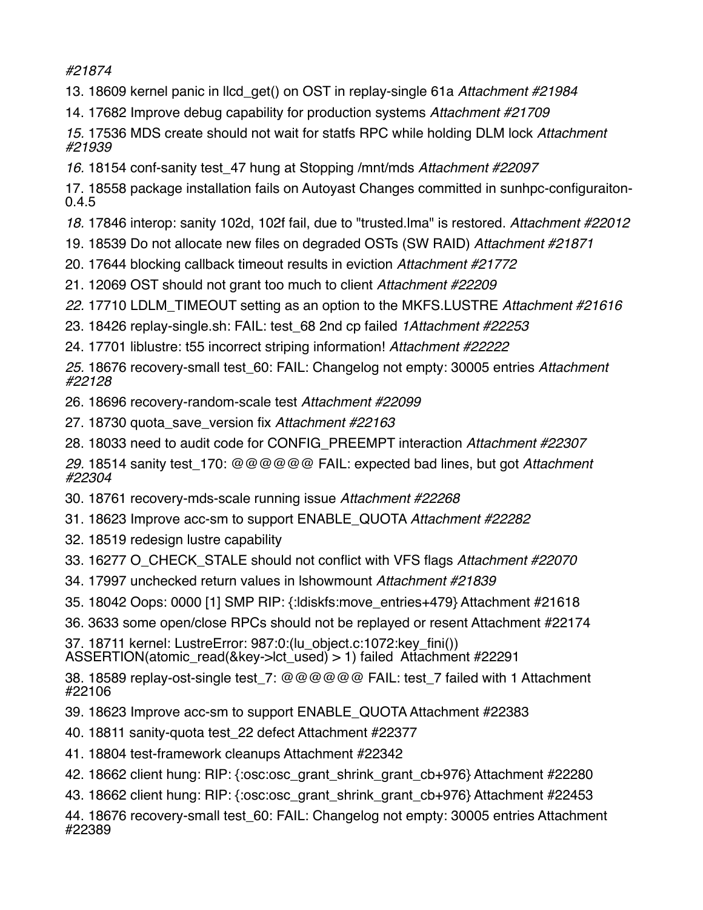*#21874*

13. 18609 kernel panic in llcd_get() on OST in replay-single 61a *Attachment #21984*
14. 17682 Improve debug capability for production systems *Attachment #21709*
15. 17536 MDS create should not wait for statfs RPC while holding DLM lock *Attachment #21939*
16. 18154 conf-sanity test_47 hung at Stopping /mnt/mds *Attachment #22097*
17. 18558 package installation fails on Autoyast Changes committed in sunhpc-configuraiton-0.4.5
18. 17846 interop: sanity 102d, 102f fail, due to "trusted.lma" is restored. *Attachment #22012*
19. 18539 Do not allocate new files on degraded OSTs (SW RAID) *Attachment #21871*
20. 17644 blocking callback timeout results in eviction *Attachment #21772*
21. 12069 OST should not grant too much to client *Attachment #22209*
22. 17710 LDLM_TIMEOUT setting as an option to the MKFS.LUSTRE *Attachment #21616*
23. 18426 replay-single.sh: FAIL: test_68 2nd cp failed *1Attachment #22253*
24. 17701 liblustre: t55 incorrect striping information! *Attachment #22222*
25. 18676 recovery-small test_60: FAIL: Changelog not empty: 30005 entries *Attachment #22128*
26. 18696 recovery-random-scale test *Attachment #22099*
27. 18730 quota_save_version fix *Attachment #22163*
28. 18033 need to audit code for CONFIG_PREEMPT interaction *Attachment #22307*
29. 18514 sanity test_170: @@@@@@ FAIL: expected bad lines, but got *Attachment #22304*
30. 18761 recovery-mds-scale running issue *Attachment #22268*
31. 18623 Improve acc-sm to support ENABLE_QUOTA *Attachment #22282*
32. 18519 redesign lustre capability
33. 16277 O_CHECK_STALE should not conflict with VFS flags *Attachment #22070*
34. 17997 unchecked return values in lshowmount *Attachment #21839*
35. 18042 Oops: 0000 [1] SMP RIP: {:ldiskfs:move_entries+479} Attachment #21618
36. 3633 some open/close RPCs should not be replayed or resent Attachment #22174
37. 18711 kernel: LustreError: 987:0:(lu_object.c:1072:key_fini()) ASSERTION(atomic_read(&key->lct_used) > 1) failed Attachment #22291
38. 18589 replay-ost-single test_7: @@@@@@ FAIL: test_7 failed with 1 Attachment #22106
39. 18623 Improve acc-sm to support ENABLE_QUOTA Attachment #22383
40. 18811 sanity-quota test_22 defect Attachment #22377
41. 18804 test-framework cleanups Attachment #22342
42. 18662 client hung: RIP: {:osc:osc_grant_shrink_grant_cb+976} Attachment #22280
43. 18662 client hung: RIP: {:osc:osc_grant_shrink_grant_cb+976} Attachment #22453
44. 18676 recovery-small test_60: FAIL: Changelog not empty: 30005 entries Attachment #22389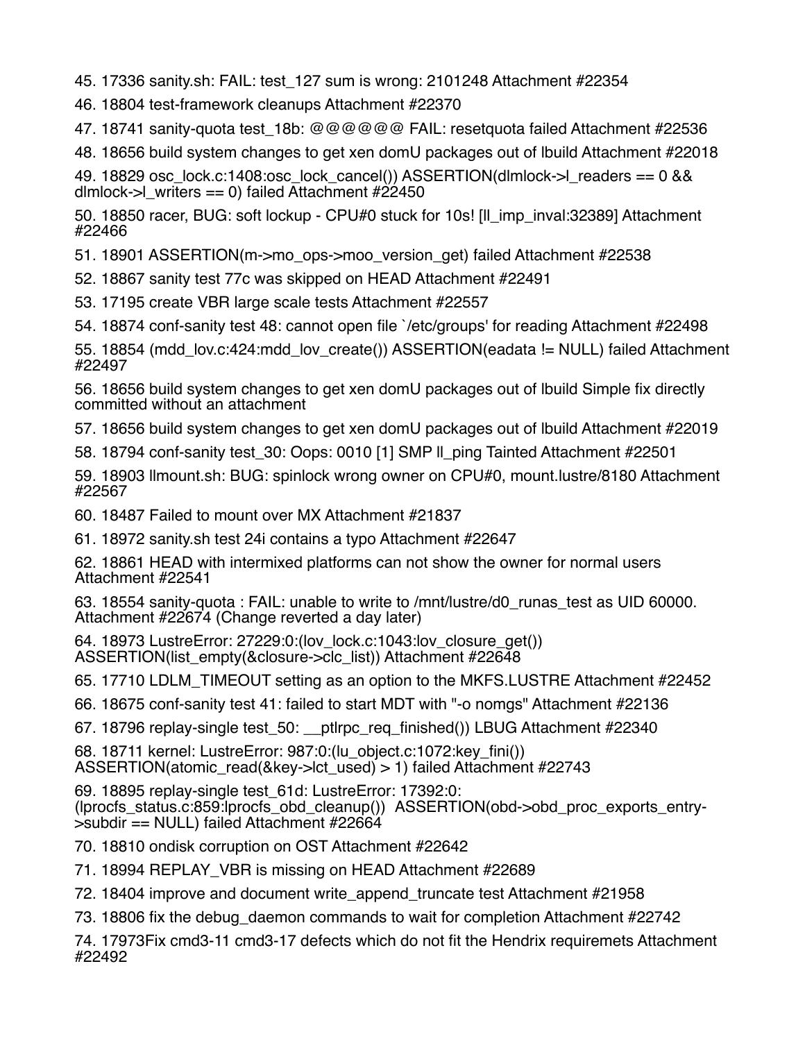45. 17336 sanity.sh: FAIL: test_127 sum is wrong: 2101248 Attachment #22354

46. 18804 test-framework cleanups Attachment #22370

47. 18741 sanity-quota test_18b: @@@@@@ FAIL: resetquota failed Attachment #22536

48. 18656 build system changes to get xen domU packages out of lbuild Attachment #22018

49. 18829 osc_lock.c:1408:osc_lock_cancel()) ASSERTION(dlmlock->l_readers == 0 && dlmlock->l_writers == 0) failed Attachment #22450

50. 18850 racer, BUG: soft lockup - CPU#0 stuck for 10s! [ll_imp_inval:32389] Attachment #22466

51. 18901 ASSERTION(m->mo_ops->moo_version_get) failed Attachment #22538

52. 18867 sanity test 77c was skipped on HEAD Attachment #22491

53. 17195 create VBR large scale tests Attachment #22557

54. 18874 conf-sanity test 48: cannot open file `/etc/groups' for reading Attachment #22498

55. 18854 (mdd_lov.c:424:mdd_lov_create()) ASSERTION(eadata != NULL) failed Attachment #22497

56. 18656 build system changes to get xen domU packages out of lbuild Simple fix directly committed without an attachment

57. 18656 build system changes to get xen domU packages out of lbuild Attachment #22019

58. 18794 conf-sanity test_30: Oops: 0010 [1] SMP ll_ping Tainted Attachment #22501

59. 18903 llmount.sh: BUG: spinlock wrong owner on CPU#0, mount.lustre/8180 Attachment #22567

60. 18487 Failed to mount over MX Attachment #21837

61. 18972 sanity.sh test 24i contains a typo Attachment #22647

62. 18861 HEAD with intermixed platforms can not show the owner for normal users Attachment #22541

63. 18554 sanity-quota : FAIL: unable to write to /mnt/lustre/d0_runas_test as UID 60000. Attachment #22674 (Change reverted a day later)

64. 18973 LustreError: 27229:0:(lov_lock.c:1043:lov_closure_get()) ASSERTION(list_empty(&closure->clc_list)) Attachment #22648

65. 17710 LDLM_TIMEOUT setting as an option to the MKFS.LUSTRE Attachment #22452

66. 18675 conf-sanity test 41: failed to start MDT with "-o nomgs" Attachment #22136

67. 18796 replay-single test_50: __ptlrpc_req_finished()) LBUG Attachment #22340

68. 18711 kernel: LustreError: 987:0:(lu_object.c:1072:key_fini()) ASSERTION(atomic_read(&key->lct_used) > 1) failed Attachment #22743

69. 18895 replay-single test_61d: LustreError: 17392:0:(lprocfs_status.c:859:lprocfs_obd_cleanup()) ASSERTION(obd->obd_proc_exports_entry->subdir == NULL) failed Attachment #22664

70. 18810 ondisk corruption on OST Attachment #22642

71. 18994 REPLAY_VBR is missing on HEAD Attachment #22689

72. 18404 improve and document write_append_truncate test Attachment #21958

73. 18806 fix the debug_daemon commands to wait for completion Attachment #22742

74. 17973Fix cmd3-11 cmd3-17 defects which do not fit the Hendrix requiremets Attachment #22492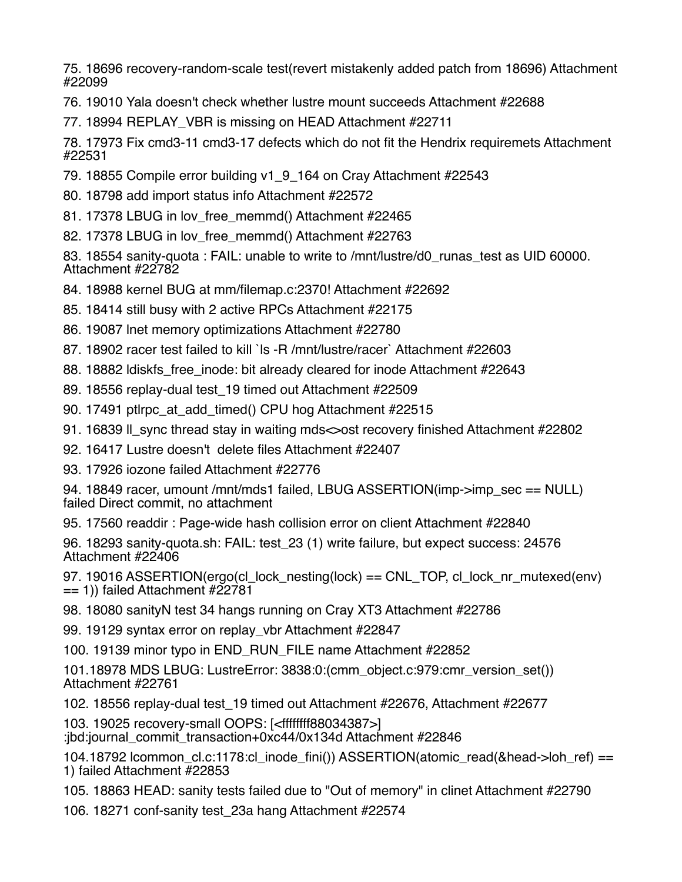75. 18696 recovery-random-scale test(revert mistakenly added patch from 18696) Attachment #22099

76. 19010 Yala doesn't check whether lustre mount succeeds Attachment #22688

77. 18994 REPLAY_VBR is missing on HEAD Attachment #22711

78. 17973 Fix cmd3-11 cmd3-17 defects which do not fit the Hendrix requiremets Attachment #22531

79. 18855 Compile error building v1_9_164 on Cray Attachment #22543

80. 18798 add import status info Attachment #22572

81. 17378 LBUG in lov_free_memmd() Attachment #22465

82. 17378 LBUG in lov_free_memmd() Attachment #22763

83. 18554 sanity-quota : FAIL: unable to write to /mnt/lustre/d0_runas_test as UID 60000. Attachment #22782

84. 18988 kernel BUG at mm/filemap.c:2370! Attachment #22692

85. 18414 still busy with 2 active RPCs Attachment #22175

86. 19087 lnet memory optimizations Attachment #22780

87. 18902 racer test failed to kill `ls -R /mnt/lustre/racer` Attachment #22603

88. 18882 ldiskfs_free_inode: bit already cleared for inode Attachment #22643

89. 18556 replay-dual test_19 timed out Attachment #22509

90. 17491 ptlrpc_at_add_timed() CPU hog Attachment #22515

91. 16839 ll_sync thread stay in waiting mds<>ost recovery finished Attachment #22802

92. 16417 Lustre doesn't  delete files Attachment #22407

93. 17926 iozone failed Attachment #22776

94. 18849 racer, umount /mnt/mds1 failed, LBUG ASSERTION(imp->imp_sec == NULL) failed Direct commit, no attachment

95. 17560 readdir : Page-wide hash collision error on client Attachment #22840

96. 18293 sanity-quota.sh: FAIL: test_23 (1) write failure, but expect success: 24576 Attachment #22406

97. 19016 ASSERTION(ergo(cl_lock_nesting(lock) == CNL_TOP, cl_lock_nr_mutexed(env) == 1)) failed Attachment #22781

98. 18080 sanityN test 34 hangs running on Cray XT3 Attachment #22786

99. 19129 syntax error on replay_vbr Attachment #22847

100. 19139 minor typo in END_RUN_FILE name Attachment #22852

101.18978 MDS LBUG: LustreError: 3838:0:(cmm_object.c:979:cmr_version_set()) Attachment #22761

102. 18556 replay-dual test_19 timed out Attachment #22676, Attachment #22677

103. 19025 recovery-small OOPS: [<ffffffff88034387>] :jbd:journal_commit_transaction+0xc44/0x134d Attachment #22846

104.18792 lcommon_cl.c:1178:cl_inode_fini()) ASSERTION(atomic_read(&head->loh_ref) == 1) failed Attachment #22853

105. 18863 HEAD: sanity tests failed due to "Out of memory" in clinet Attachment #22790

106. 18271 conf-sanity test_23a hang Attachment #22574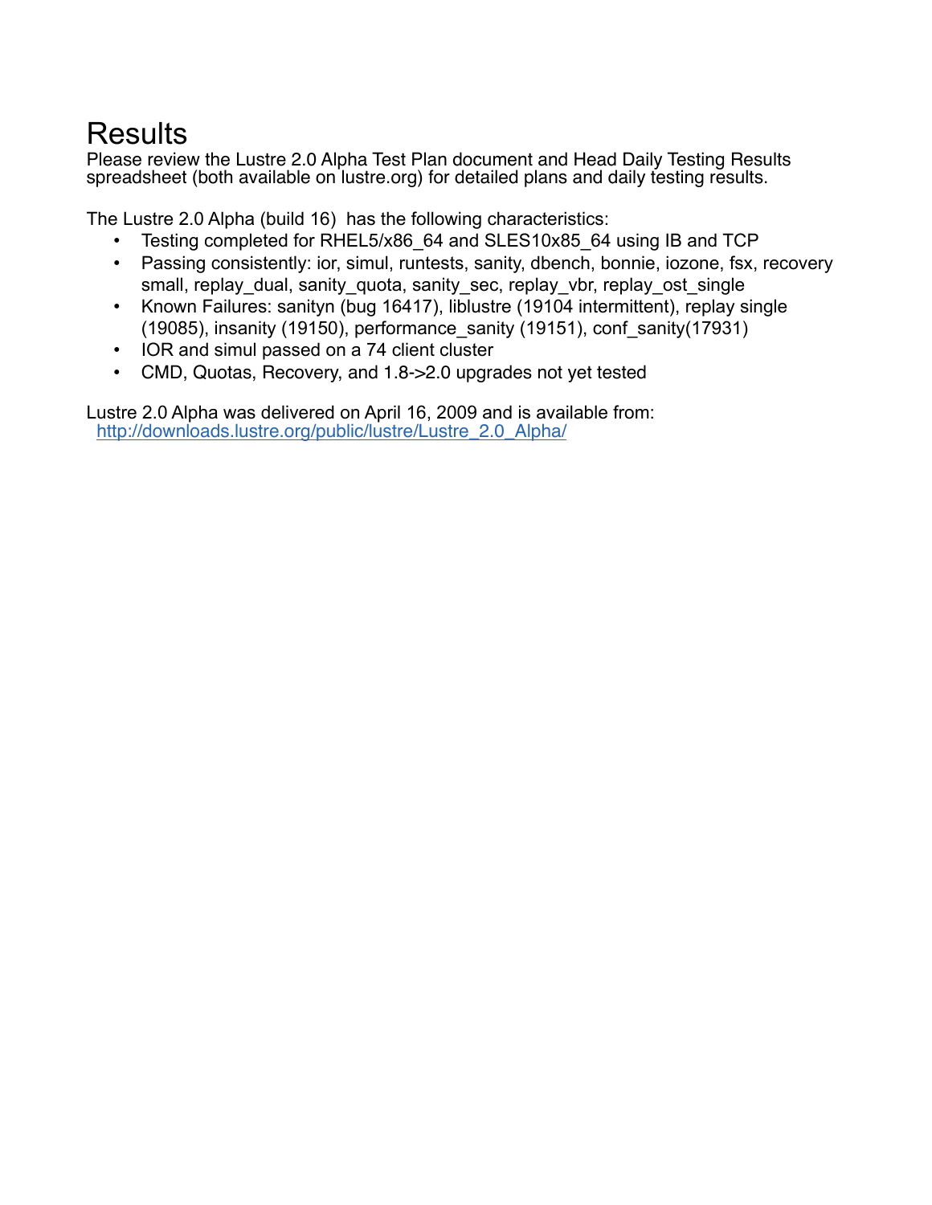# Results

Please review the Lustre 2.0 Alpha Test Plan document and Head Daily Testing Results spreadsheet (both available on lustre.org) for detailed plans and daily testing results.

The Lustre 2.0 Alpha (build 16) has the following characteristics:

- Testing completed for RHEL5/x86_64 and SLES10x85_64 using IB and TCP
- Passing consistently: ior, simul, runtests, sanity, dbench, bonnie, iozone, fsx, recovery small, replay_dual, sanity_quota, sanity_sec, replay_vbr, replay_ost_single
- Known Failures: sanityn (bug 16417), liblustre (19104 intermittent), replay single (19085), insanity (19150), performance_sanity (19151), conf_sanity(17931)
- IOR and simul passed on a 74 client cluster
- CMD, Quotas, Recovery, and 1.8->2.0 upgrades not yet tested

Lustre 2.0 Alpha was delivered on April 16, 2009 and is available from:
[http://downloads.lustre.org/public/lustre/Lustre_2.0_Alpha/](http://downloads.lustre.org/public/lustre/Lustre_2.0_Alpha/)